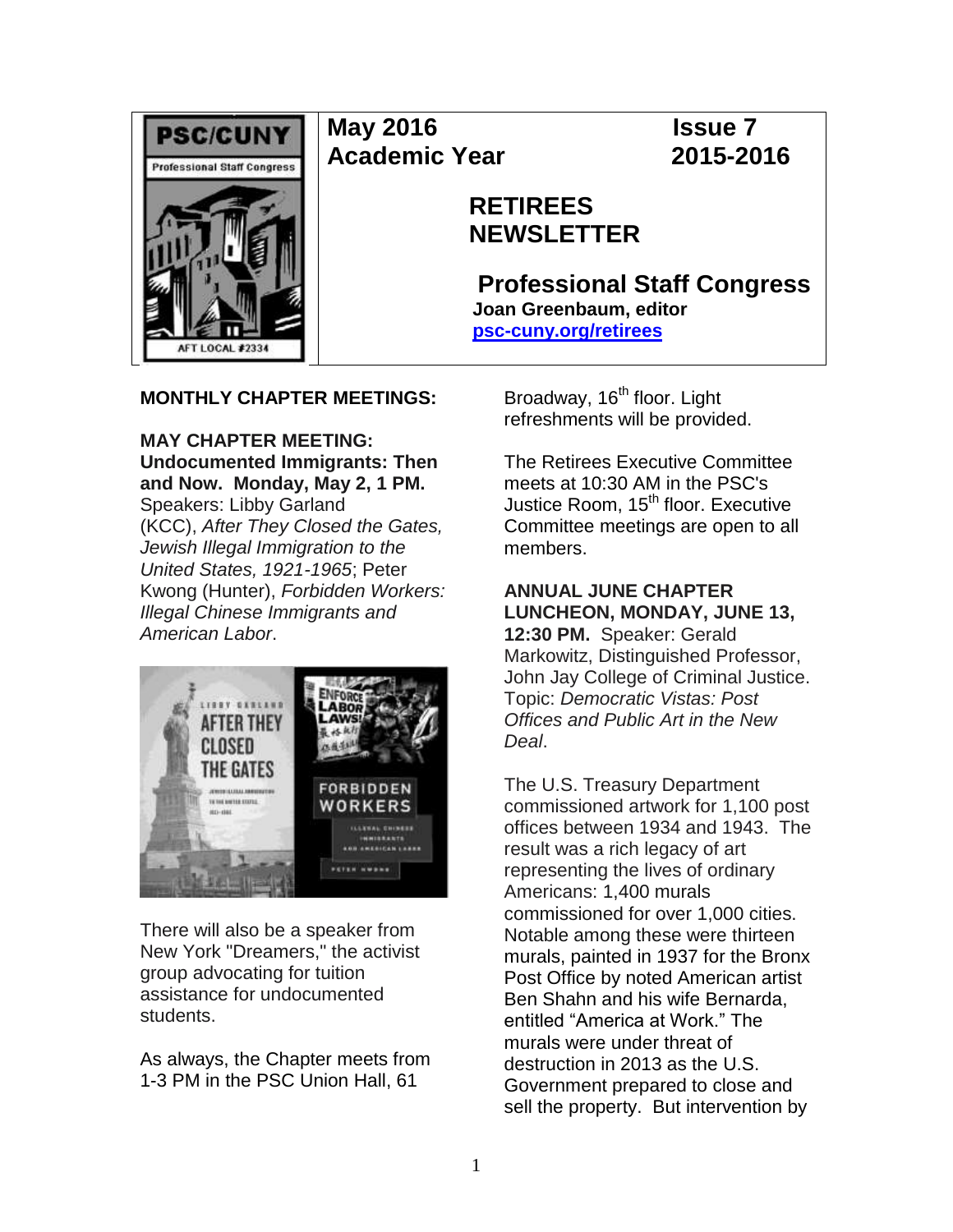**PSC/CUNY**
Professional Staff Congress
AFT LOCAL #2334

**May 2016** **Issue 7**
**Academic Year** **2015-2016**

# RETIREES NEWSLETTER

## Professional Staff Congress

**Joan Greenbaum, editor**
**psc-cuny.org/retirees**

**MONTHLY CHAPTER MEETINGS:**

**MAY CHAPTER MEETING: Undocumented Immigrants: Then and Now. Monday, May 2, 1 PM.** Speakers: Libby Garland (KCC), *After They Closed the Gates, Jewish Illegal Immigration to the United States, 1921-1965*; Peter Kwong (Hunter), *Forbidden Workers: Illegal Chinese Immigrants and American Labor*.

There will also be a speaker from New York "Dreamers," the activist group advocating for tuition assistance for undocumented students.

As always, the Chapter meets from 1-3 PM in the PSC Union Hall, 61 Broadway, 16th floor. Light refreshments will be provided.

The Retirees Executive Committee meets at 10:30 AM in the PSC's Justice Room, 15th floor. Executive Committee meetings are open to all members.

**ANNUAL JUNE CHAPTER LUNCHEON, MONDAY, JUNE 13, 12:30 PM.** Speaker: Gerald Markowitz, Distinguished Professor, John Jay College of Criminal Justice. Topic: *Democratic Vistas: Post Offices and Public Art in the New Deal*.

The U.S. Treasury Department commissioned artwork for 1,100 post offices between 1934 and 1943. The result was a rich legacy of art representing the lives of ordinary Americans: 1,400 murals commissioned for over 1,000 cities. Notable among these were thirteen murals, painted in 1937 for the Bronx Post Office by noted American artist Ben Shahn and his wife Bernarda, entitled "America at Work." The murals were under threat of destruction in 2013 as the U.S. Government prepared to close and sell the property. But intervention by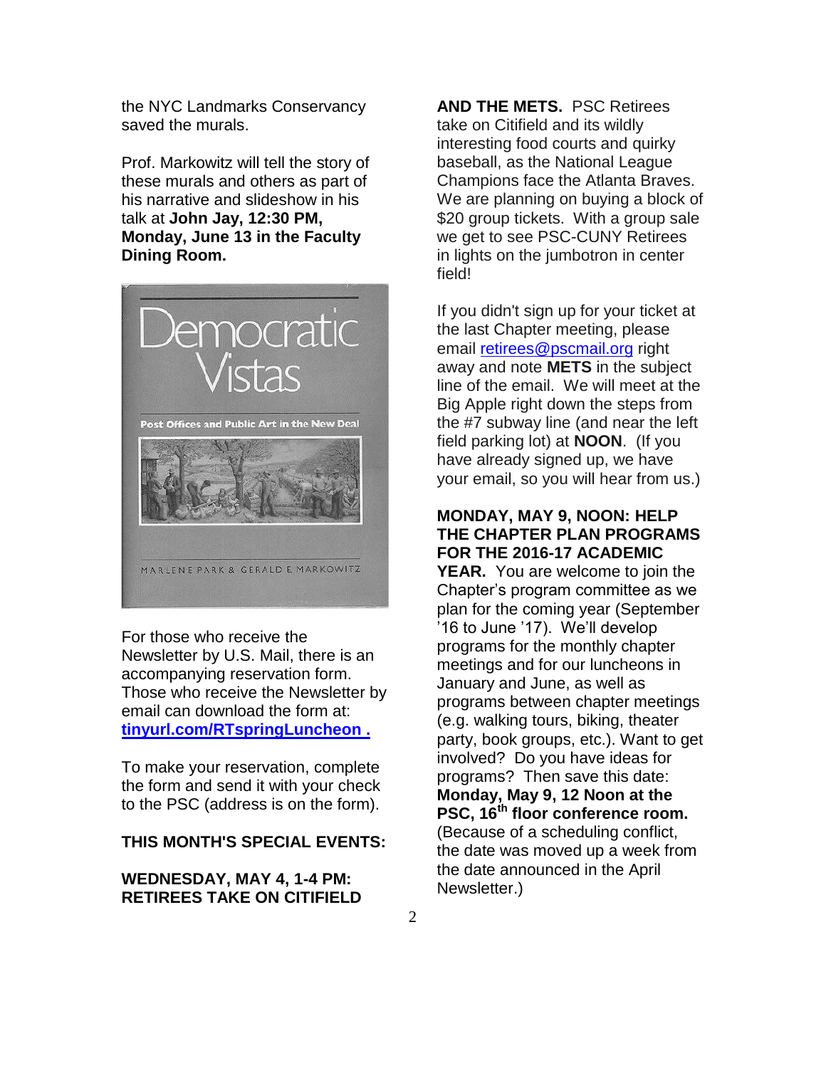the NYC Landmarks Conservancy saved the murals.

Prof. Markowitz will tell the story of these murals and others as part of his narrative and slideshow in his talk at **John Jay, 12:30 PM, Monday, June 13 in the Faculty Dining Room.**

For those who receive the Newsletter by U.S. Mail, there is an accompanying reservation form. Those who receive the Newsletter by email can download the form at: **tinyurl.com/RTspringLuncheon .**

To make your reservation, complete the form and send it with your check to the PSC (address is on the form).

**THIS MONTH'S SPECIAL EVENTS:**

**WEDNESDAY, MAY 4, 1-4 PM: RETIREES TAKE ON CITIFIELD AND THE METS.** PSC Retirees take on Citifield and its wildly interesting food courts and quirky baseball, as the National League Champions face the Atlanta Braves. We are planning on buying a block of $20 group tickets. With a group sale we get to see PSC-CUNY Retirees in lights on the jumbotron in center field!

If you didn't sign up for your ticket at the last Chapter meeting, please email retirees@pscmail.org right away and note **METS** in the subject line of the email. We will meet at the Big Apple right down the steps from the #7 subway line (and near the left field parking lot) at **NOON**. (If you have already signed up, we have your email, so you will hear from us.)

**MONDAY, MAY 9, NOON: HELP THE CHAPTER PLAN PROGRAMS FOR THE 2016-17 ACADEMIC YEAR.** You are welcome to join the Chapter's program committee as we plan for the coming year (September '16 to June '17). We'll develop programs for the monthly chapter meetings and for our luncheons in January and June, as well as programs between chapter meetings (e.g. walking tours, biking, theater party, book groups, etc.). Want to get involved? Do you have ideas for programs? Then save this date: **Monday, May 9, 12 Noon at the PSC, 16th floor conference room.** (Because of a scheduling conflict, the date was moved up a week from the date announced in the April Newsletter.)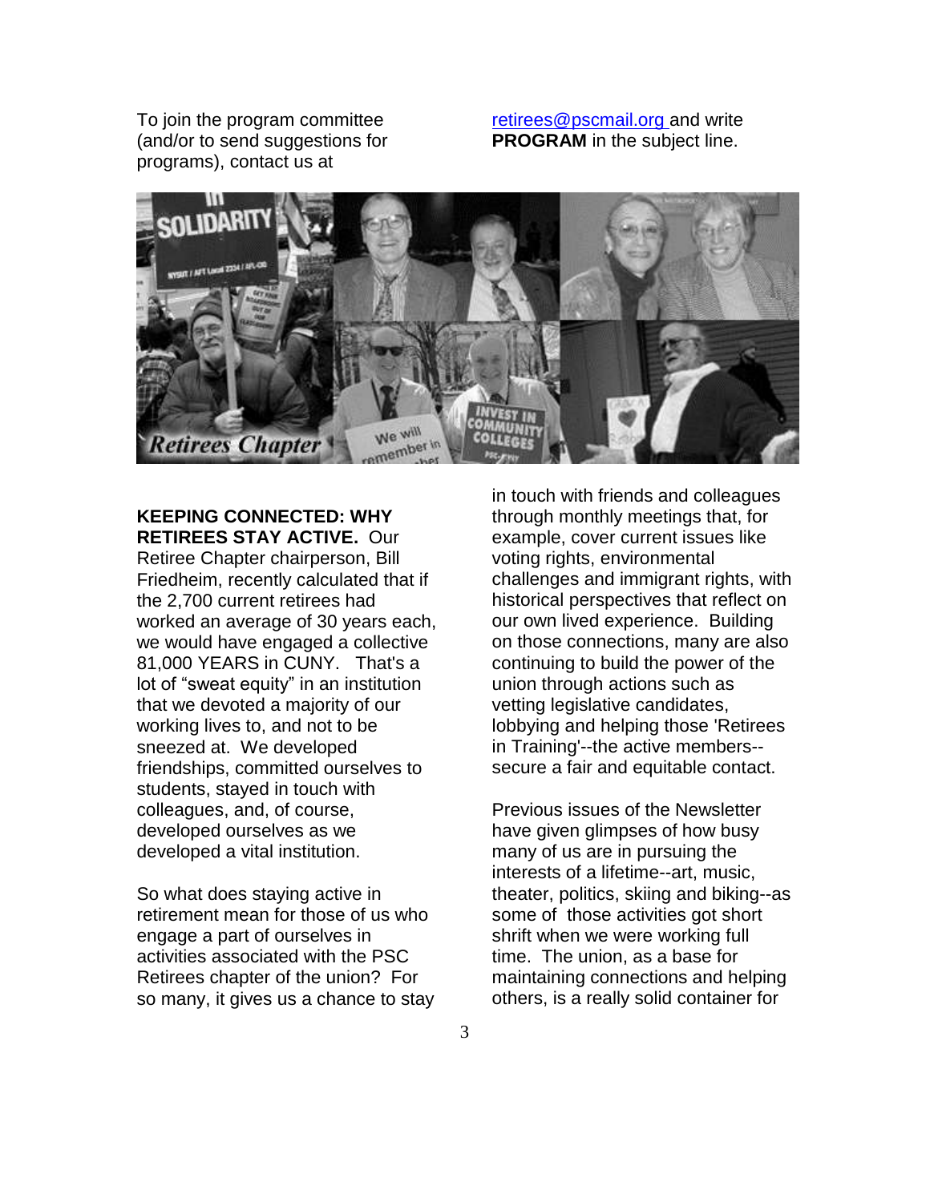To join the program committee (and/or to send suggestions for programs), contact us at retirees@pscmail.org and write **PROGRAM** in the subject line.

**KEEPING CONNECTED: WHY RETIREES STAY ACTIVE.** Our Retiree Chapter chairperson, Bill Friedheim, recently calculated that if the 2,700 current retirees had worked an average of 30 years each, we would have engaged a collective 81,000 YEARS in CUNY. That's a lot of "sweat equity" in an institution that we devoted a majority of our working lives to, and not to be sneezed at. We developed friendships, committed ourselves to students, stayed in touch with colleagues, and, of course, developed ourselves as we developed a vital institution.

So what does staying active in retirement mean for those of us who engage a part of ourselves in activities associated with the PSC Retirees chapter of the union? For so many, it gives us a chance to stay in touch with friends and colleagues through monthly meetings that, for example, cover current issues like voting rights, environmental challenges and immigrant rights, with historical perspectives that reflect on our own lived experience. Building on those connections, many are also continuing to build the power of the union through actions such as vetting legislative candidates, lobbying and helping those 'Retirees in Training'--the active members--secure a fair and equitable contact.

Previous issues of the Newsletter have given glimpses of how busy many of us are in pursuing the interests of a lifetime--art, music, theater, politics, skiing and biking--as some of those activities got short shrift when we were working full time. The union, as a base for maintaining connections and helping others, is a really solid container for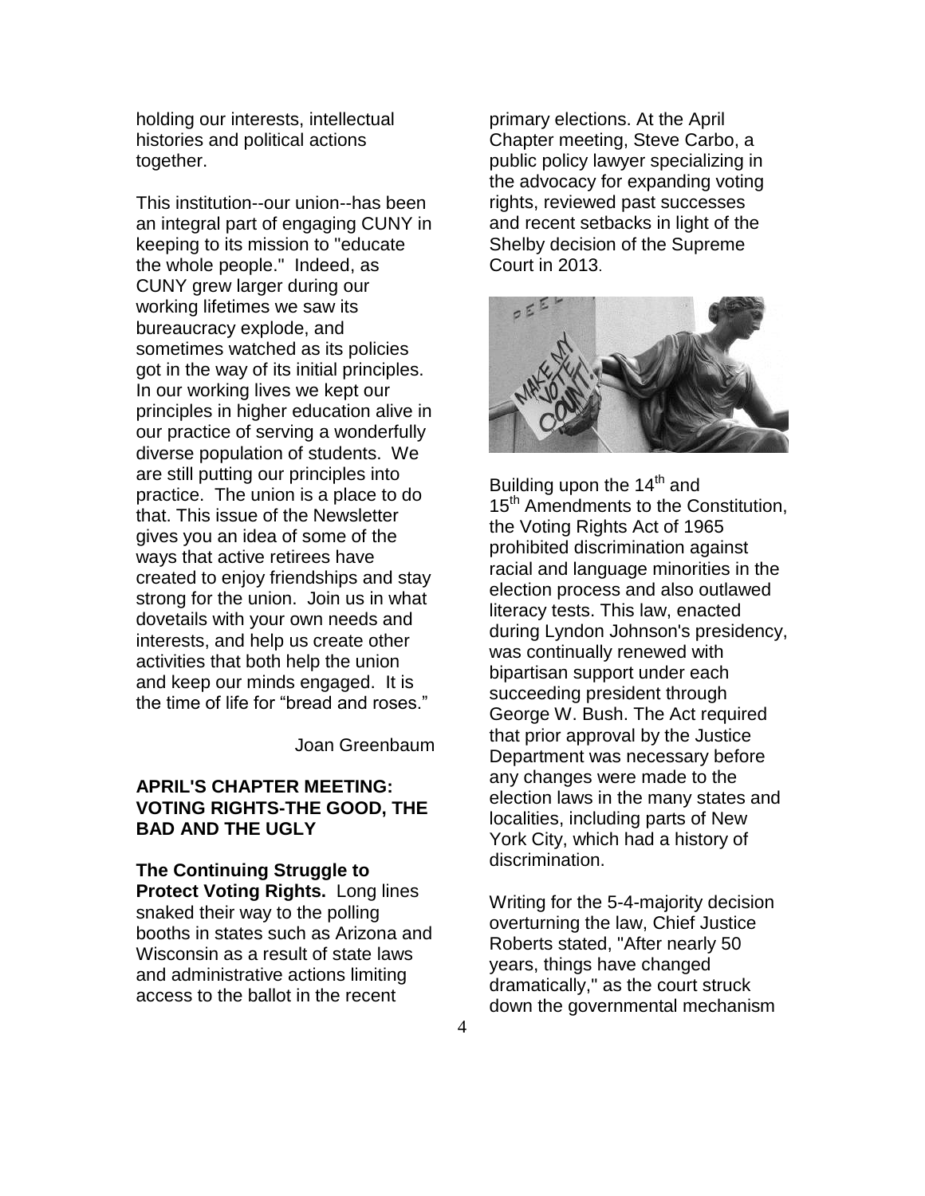holding our interests, intellectual histories and political actions together.

This institution--our union--has been an integral part of engaging CUNY in keeping to its mission to "educate the whole people." Indeed, as CUNY grew larger during our working lifetimes we saw its bureaucracy explode, and sometimes watched as its policies got in the way of its initial principles. In our working lives we kept our principles in higher education alive in our practice of serving a wonderfully diverse population of students. We are still putting our principles into practice. The union is a place to do that. This issue of the Newsletter gives you an idea of some of the ways that active retirees have created to enjoy friendships and stay strong for the union. Join us in what dovetails with your own needs and interests, and help us create other activities that both help the union and keep our minds engaged. It is the time of life for "bread and roses."

Joan Greenbaum

## APRIL'S CHAPTER MEETING: VOTING RIGHTS-THE GOOD, THE BAD AND THE UGLY

**The Continuing Struggle to Protect Voting Rights.** Long lines snaked their way to the polling booths in states such as Arizona and Wisconsin as a result of state laws and administrative actions limiting access to the ballot in the recent primary elections. At the April Chapter meeting, Steve Carbo, a public policy lawyer specializing in the advocacy for expanding voting rights, reviewed past successes and recent setbacks in light of the Shelby decision of the Supreme Court in 2013.

Building upon the 14th and 15th Amendments to the Constitution, the Voting Rights Act of 1965 prohibited discrimination against racial and language minorities in the election process and also outlawed literacy tests. This law, enacted during Lyndon Johnson's presidency, was continually renewed with bipartisan support under each succeeding president through George W. Bush. The Act required that prior approval by the Justice Department was necessary before any changes were made to the election laws in the many states and localities, including parts of New York City, which had a history of discrimination.

Writing for the 5-4-majority decision overturning the law, Chief Justice Roberts stated, "After nearly 50 years, things have changed dramatically," as the court struck down the governmental mechanism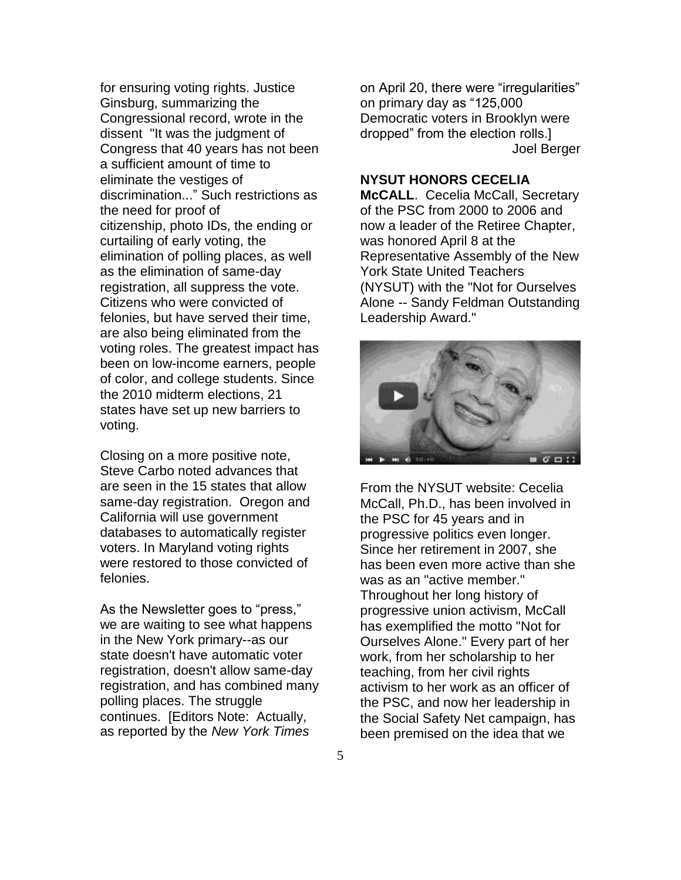for ensuring voting rights. Justice Ginsburg, summarizing the Congressional record, wrote in the dissent "It was the judgment of Congress that 40 years has not been a sufficient amount of time to eliminate the vestiges of discrimination..." Such restrictions as the need for proof of citizenship, photo IDs, the ending or curtailing of early voting, the elimination of polling places, as well as the elimination of same-day registration, all suppress the vote. Citizens who were convicted of felonies, but have served their time, are also being eliminated from the voting roles. The greatest impact has been on low-income earners, people of color, and college students. Since the 2010 midterm elections, 21 states have set up new barriers to voting.

Closing on a more positive note, Steve Carbo noted advances that are seen in the 15 states that allow same-day registration. Oregon and California will use government databases to automatically register voters. In Maryland voting rights were restored to those convicted of felonies.

As the Newsletter goes to "press," we are waiting to see what happens in the New York primary--as our state doesn't have automatic voter registration, doesn't allow same-day registration, and has combined many polling places. The struggle continues. [Editors Note: Actually, as reported by the *New York Times* on April 20, there were "irregularities" on primary day as "125,000 Democratic voters in Brooklyn were dropped" from the election rolls.]

Joel Berger

**NYSUT HONORS CECELIA McCALL**. Cecelia McCall, Secretary of the PSC from 2000 to 2006 and now a leader of the Retiree Chapter, was honored April 8 at the Representative Assembly of the New York State United Teachers (NYSUT) with the "Not for Ourselves Alone -- Sandy Feldman Outstanding Leadership Award."

From the NYSUT website: Cecelia McCall, Ph.D., has been involved in the PSC for 45 years and in progressive politics even longer. Since her retirement in 2007, she has been even more active than she was as an "active member." Throughout her long history of progressive union activism, McCall has exemplified the motto "Not for Ourselves Alone." Every part of her work, from her scholarship to her teaching, from her civil rights activism to her work as an officer of the PSC, and now her leadership in the Social Safety Net campaign, has been premised on the idea that we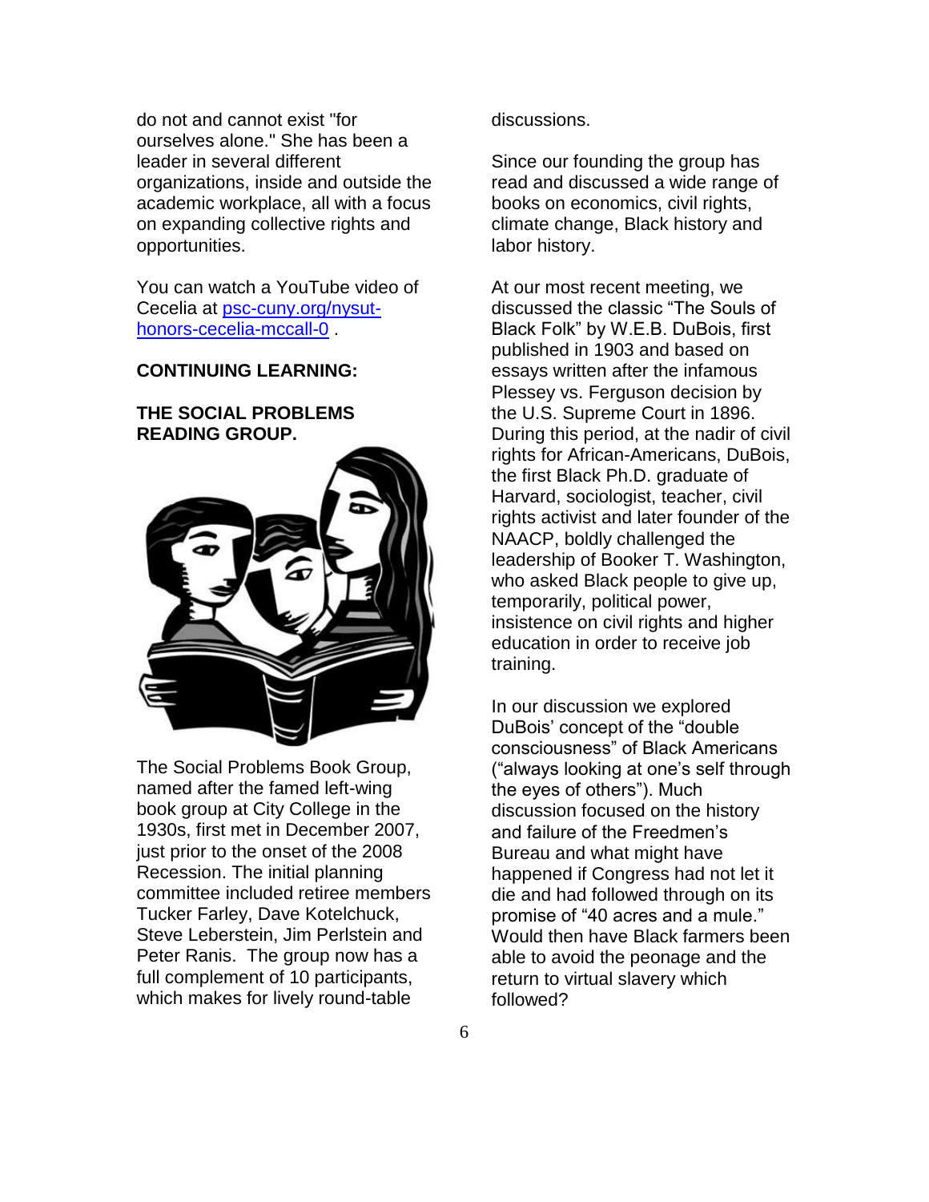do not and cannot exist "for ourselves alone." She has been a leader in several different organizations, inside and outside the academic workplace, all with a focus on expanding collective rights and opportunities.

You can watch a YouTube video of Cecelia at [psc-cuny.org/nysut-honors-cecelia-mccall-0](psc-cuny.org/nysut-honors-cecelia-mccall-0) .

**CONTINUING LEARNING:**

**THE SOCIAL PROBLEMS READING GROUP.**

The Social Problems Book Group, named after the famed left-wing book group at City College in the 1930s, first met in December 2007, just prior to the onset of the 2008 Recession. The initial planning committee included retiree members Tucker Farley, Dave Kotelchuck, Steve Leberstein, Jim Perlstein and Peter Ranis. The group now has a full complement of 10 participants, which makes for lively round-table discussions.

Since our founding the group has read and discussed a wide range of books on economics, civil rights, climate change, Black history and labor history.

At our most recent meeting, we discussed the classic "The Souls of Black Folk" by W.E.B. DuBois, first published in 1903 and based on essays written after the infamous Plessey vs. Ferguson decision by the U.S. Supreme Court in 1896. During this period, at the nadir of civil rights for African-Americans, DuBois, the first Black Ph.D. graduate of Harvard, sociologist, teacher, civil rights activist and later founder of the NAACP, boldly challenged the leadership of Booker T. Washington, who asked Black people to give up, temporarily, political power, insistence on civil rights and higher education in order to receive job training.

In our discussion we explored DuBois' concept of the "double consciousness" of Black Americans ("always looking at one's self through the eyes of others"). Much discussion focused on the history and failure of the Freedmen's Bureau and what might have happened if Congress had not let it die and had followed through on its promise of "40 acres and a mule." Would then have Black farmers been able to avoid the peonage and the return to virtual slavery which followed?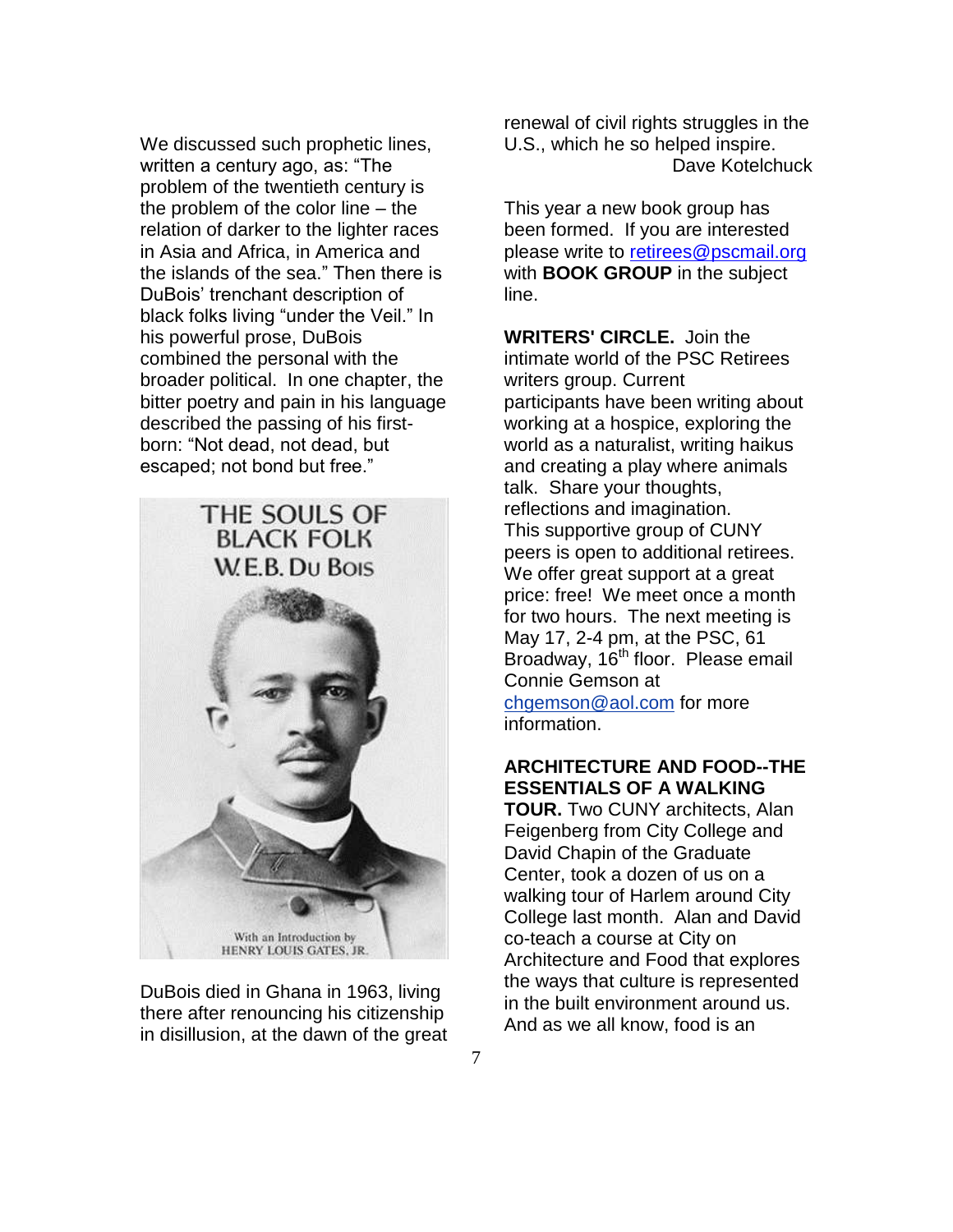We discussed such prophetic lines, written a century ago, as: "The problem of the twentieth century is the problem of the color line – the relation of darker to the lighter races in Asia and Africa, in America and the islands of the sea." Then there is DuBois' trenchant description of black folks living "under the Veil." In his powerful prose, DuBois combined the personal with the broader political. In one chapter, the bitter poetry and pain in his language described the passing of his first-born: "Not dead, not dead, but escaped; not bond but free."

THE SOULS OF BLACK FOLK
W.E.B. Du Bois

With an Introduction by HENRY LOUIS GATES, JR.

DuBois died in Ghana in 1963, living there after renouncing his citizenship in disillusion, at the dawn of the great renewal of civil rights struggles in the U.S., which he so helped inspire.

Dave Kotelchuck

This year a new book group has been formed. If you are interested please write to retirees@pscmail.org with **BOOK GROUP** in the subject line.

**WRITERS' CIRCLE.** Join the intimate world of the PSC Retirees writers group. Current participants have been writing about working at a hospice, exploring the world as a naturalist, writing haikus and creating a play where animals talk. Share your thoughts, reflections and imagination. This supportive group of CUNY peers is open to additional retirees. We offer great support at a great price: free! We meet once a month for two hours. The next meeting is May 17, 2-4 pm, at the PSC, 61 Broadway, 16th floor. Please email Connie Gemson at chgemson@aol.com for more information.

**ARCHITECTURE AND FOOD--THE ESSENTIALS OF A WALKING TOUR.** Two CUNY architects, Alan Feigenberg from City College and David Chapin of the Graduate Center, took a dozen of us on a walking tour of Harlem around City College last month. Alan and David co-teach a course at City on Architecture and Food that explores the ways that culture is represented in the built environment around us. And as we all know, food is an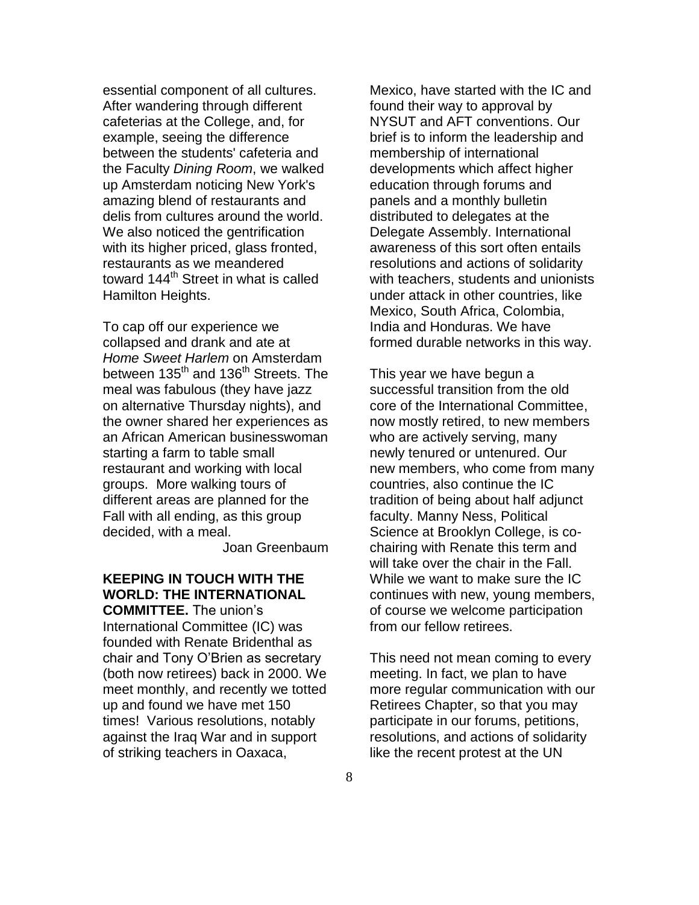essential component of all cultures. After wandering through different cafeterias at the College, and, for example, seeing the difference between the students' cafeteria and the Faculty *Dining Room*, we walked up Amsterdam noticing New York's amazing blend of restaurants and delis from cultures around the world. We also noticed the gentrification with its higher priced, glass fronted, restaurants as we meandered toward 144th Street in what is called Hamilton Heights.

To cap off our experience we collapsed and drank and ate at *Home Sweet Harlem* on Amsterdam between 135th and 136th Streets. The meal was fabulous (they have jazz on alternative Thursday nights), and the owner shared her experiences as an African American businesswoman starting a farm to table small restaurant and working with local groups. More walking tours of different areas are planned for the Fall with all ending, as this group decided, with a meal.

Joan Greenbaum

**KEEPING IN TOUCH WITH THE WORLD: THE INTERNATIONAL COMMITTEE.** The union's International Committee (IC) was founded with Renate Bridenthal as chair and Tony O'Brien as secretary (both now retirees) back in 2000. We meet monthly, and recently we totted up and found we have met 150 times! Various resolutions, notably against the Iraq War and in support of striking teachers in Oaxaca, Mexico, have started with the IC and found their way to approval by NYSUT and AFT conventions. Our brief is to inform the leadership and membership of international developments which affect higher education through forums and panels and a monthly bulletin distributed to delegates at the Delegate Assembly. International awareness of this sort often entails resolutions and actions of solidarity with teachers, students and unionists under attack in other countries, like Mexico, South Africa, Colombia, India and Honduras. We have formed durable networks in this way.

This year we have begun a successful transition from the old core of the International Committee, now mostly retired, to new members who are actively serving, many newly tenured or untenured. Our new members, who come from many countries, also continue the IC tradition of being about half adjunct faculty. Manny Ness, Political Science at Brooklyn College, is co-chairing with Renate this term and will take over the chair in the Fall. While we want to make sure the IC continues with new, young members, of course we welcome participation from our fellow retirees.

This need not mean coming to every meeting. In fact, we plan to have more regular communication with our Retirees Chapter, so that you may participate in our forums, petitions, resolutions, and actions of solidarity like the recent protest at the UN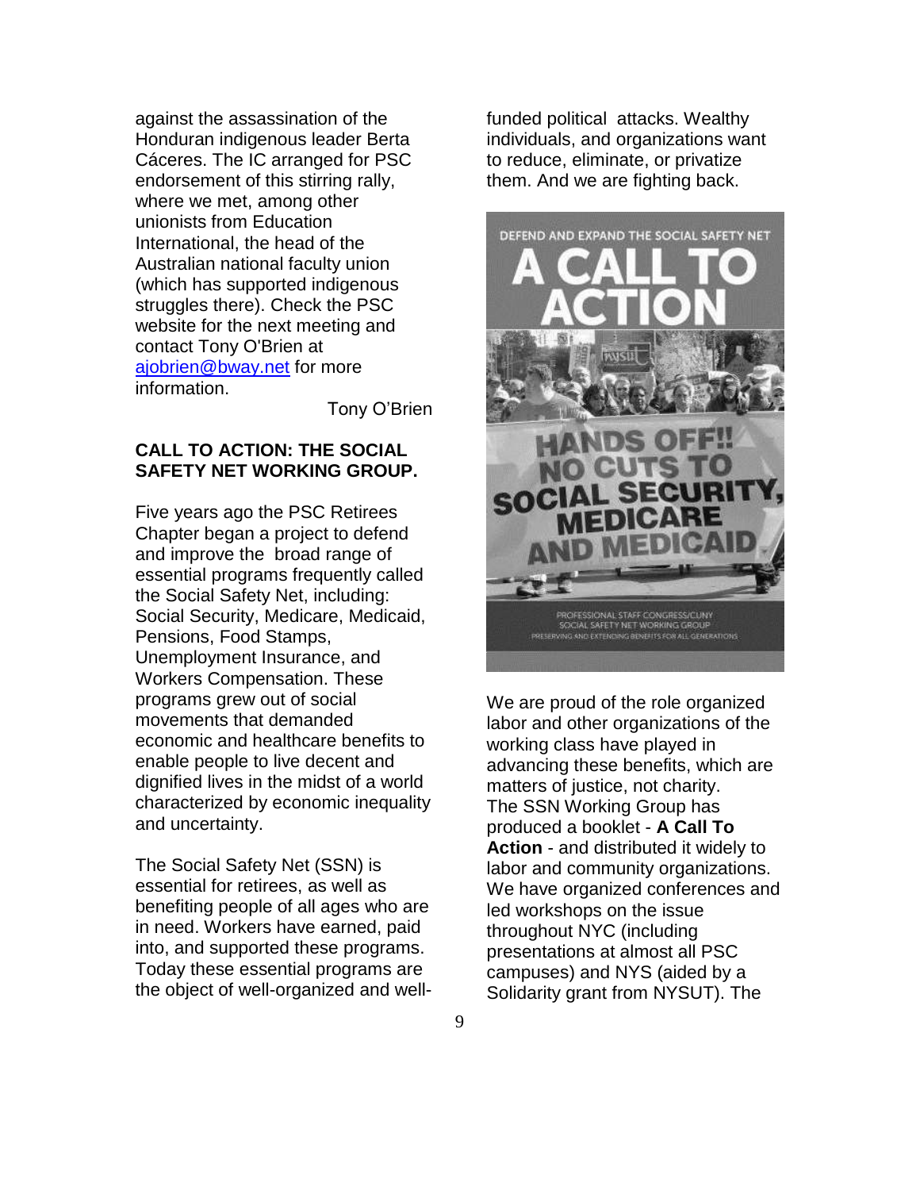against the assassination of the Honduran indigenous leader Berta Cáceres. The IC arranged for PSC endorsement of this stirring rally, where we met, among other unionists from Education International, the head of the Australian national faculty union (which has supported indigenous struggles there). Check the PSC website for the next meeting and contact Tony O'Brien at ajobrien@bway.net for more information.

Tony O'Brien

**CALL TO ACTION: THE SOCIAL SAFETY NET WORKING GROUP.**

Five years ago the PSC Retirees Chapter began a project to defend and improve the broad range of essential programs frequently called the Social Safety Net, including: Social Security, Medicare, Medicaid, Pensions, Food Stamps, Unemployment Insurance, and Workers Compensation. These programs grew out of social movements that demanded economic and healthcare benefits to enable people to live decent and dignified lives in the midst of a world characterized by economic inequality and uncertainty.

The Social Safety Net (SSN) is essential for retirees, as well as benefiting people of all ages who are in need. Workers have earned, paid into, and supported these programs. Today these essential programs are the object of well-organized and well-funded political attacks. Wealthy individuals, and organizations want to reduce, eliminate, or privatize them. And we are fighting back.

DEFEND AND EXPAND THE SOCIAL SAFETY NET

A CALL TO ACTION

HANDS OFF!! NO CUTS TO SOCIAL SECURITY, MEDICARE AND MEDICAID

PROFESSIONAL STAFF CONGRESS/CUNY
SOCIAL SAFETY NET WORKING GROUP
PRESERVING AND EXTENDING BENEFITS FOR ALL GENERATIONS

We are proud of the role organized labor and other organizations of the working class have played in advancing these benefits, which are matters of justice, not charity. The SSN Working Group has produced a booklet - **A Call To Action** - and distributed it widely to labor and community organizations. We have organized conferences and led workshops on the issue throughout NYC (including presentations at almost all PSC campuses) and NYS (aided by a Solidarity grant from NYSUT). The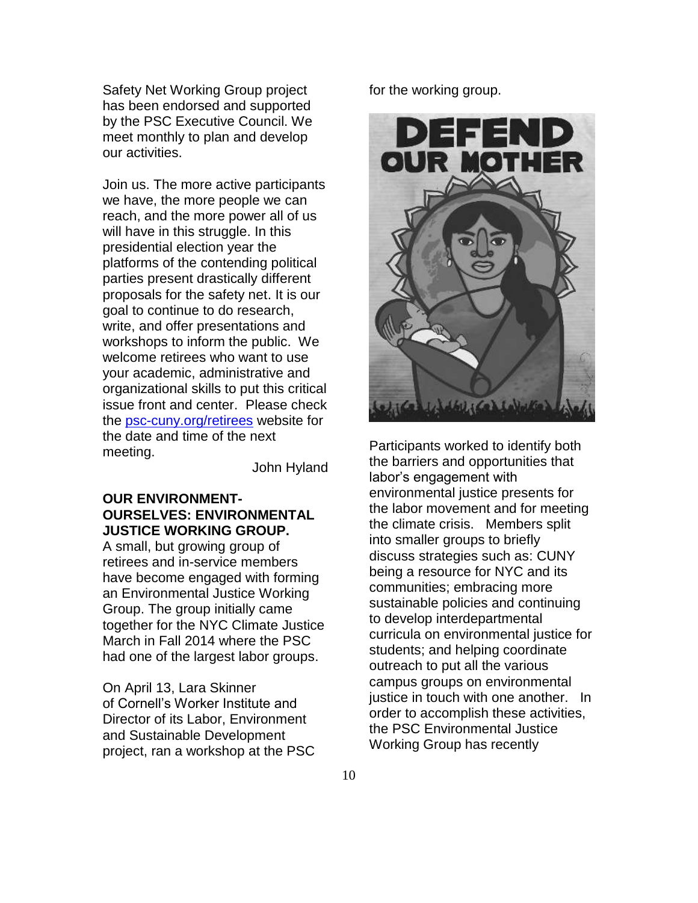Safety Net Working Group project has been endorsed and supported by the PSC Executive Council. We meet monthly to plan and develop our activities.

Join us. The more active participants we have, the more people we can reach, and the more power all of us will have in this struggle. In this presidential election year the platforms of the contending political parties present drastically different proposals for the safety net. It is our goal to continue to do research, write, and offer presentations and workshops to inform the public. We welcome retirees who want to use your academic, administrative and organizational skills to put this critical issue front and center. Please check the [psc-cuny.org/retirees](psc-cuny.org/retirees) website for the date and time of the next meeting.

John Hyland

**OUR ENVIRONMENT-OURSELVES: ENVIRONMENTAL JUSTICE WORKING GROUP.**

A small, but growing group of retirees and in-service members have become engaged with forming an Environmental Justice Working Group. The group initially came together for the NYC Climate Justice March in Fall 2014 where the PSC had one of the largest labor groups.

On April 13, Lara Skinner of Cornell's Worker Institute and Director of its Labor, Environment and Sustainable Development project, ran a workshop at the PSC for the working group.

Participants worked to identify both the barriers and opportunities that labor's engagement with environmental justice presents for the labor movement and for meeting the climate crisis. Members split into smaller groups to briefly discuss strategies such as: CUNY being a resource for NYC and its communities; embracing more sustainable policies and continuing to develop interdepartmental curricula on environmental justice for students; and helping coordinate outreach to put all the various campus groups on environmental justice in touch with one another. In order to accomplish these activities, the PSC Environmental Justice Working Group has recently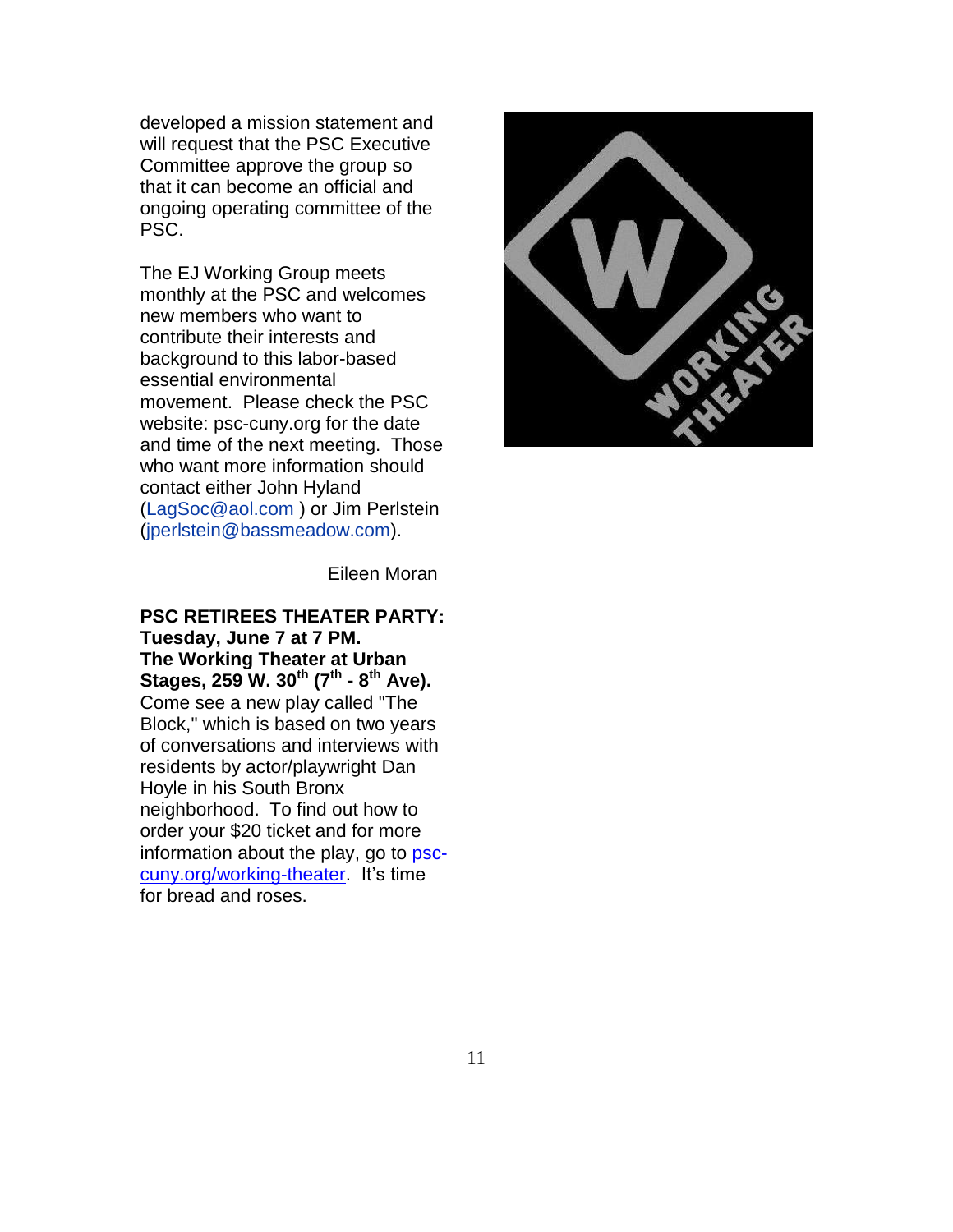developed a mission statement and will request that the PSC Executive Committee approve the group so that it can become an official and ongoing operating committee of the PSC.

The EJ Working Group meets monthly at the PSC and welcomes new members who want to contribute their interests and background to this labor-based essential environmental movement. Please check the PSC website: psc-cuny.org for the date and time of the next meeting. Those who want more information should contact either John Hyland (LagSoc@aol.com ) or Jim Perlstein (jperlstein@bassmeadow.com).

Eileen Moran

**PSC RETIREES THEATER PARTY: Tuesday, June 7 at 7 PM.**
**The Working Theater at Urban Stages, 259 W. 30th (7th - 8th Ave).**
Come see a new play called "The Block," which is based on two years of conversations and interviews with residents by actor/playwright Dan Hoyle in his South Bronx neighborhood. To find out how to order your $20 ticket and for more information about the play, go to psc-cuny.org/working-theater. It's time for bread and roses.